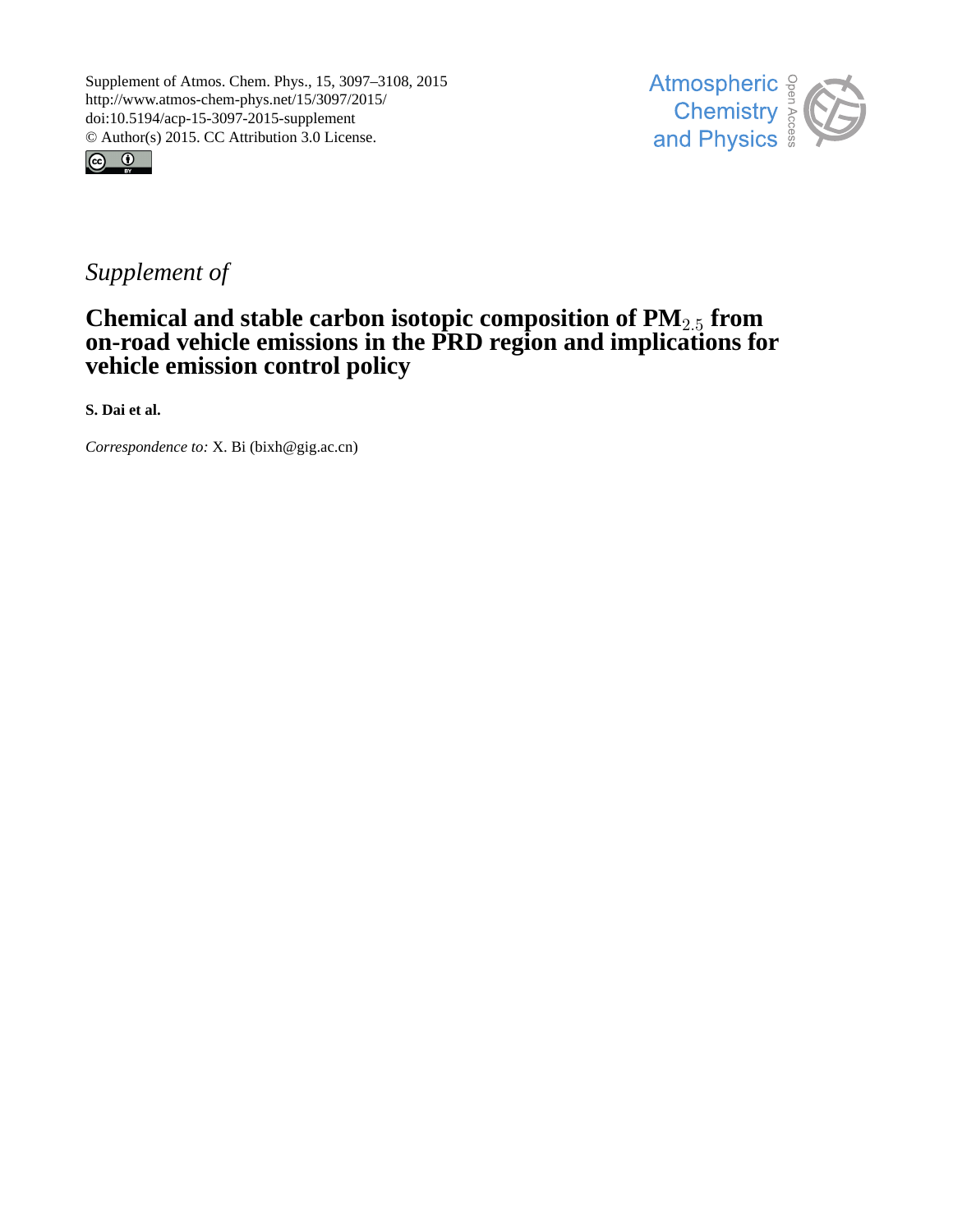Supplement of Atmos. Chem. Phys., 15, 3097–3108, 2015
http://www.atmos-chem-phys.net/15/3097/2015/
doi:10.5194/acp-15-3097-2015-supplement
© Author(s) 2015. CC Attribution 3.0 License.

*Supplement of*

# Chemical and stable carbon isotopic composition of $PM_{2.5}$ from on-road vehicle emissions in the PRD region and implications for vehicle emission control policy

**S. Dai et al.**

*Correspondence to:* X. Bi (bixh@gig.ac.cn)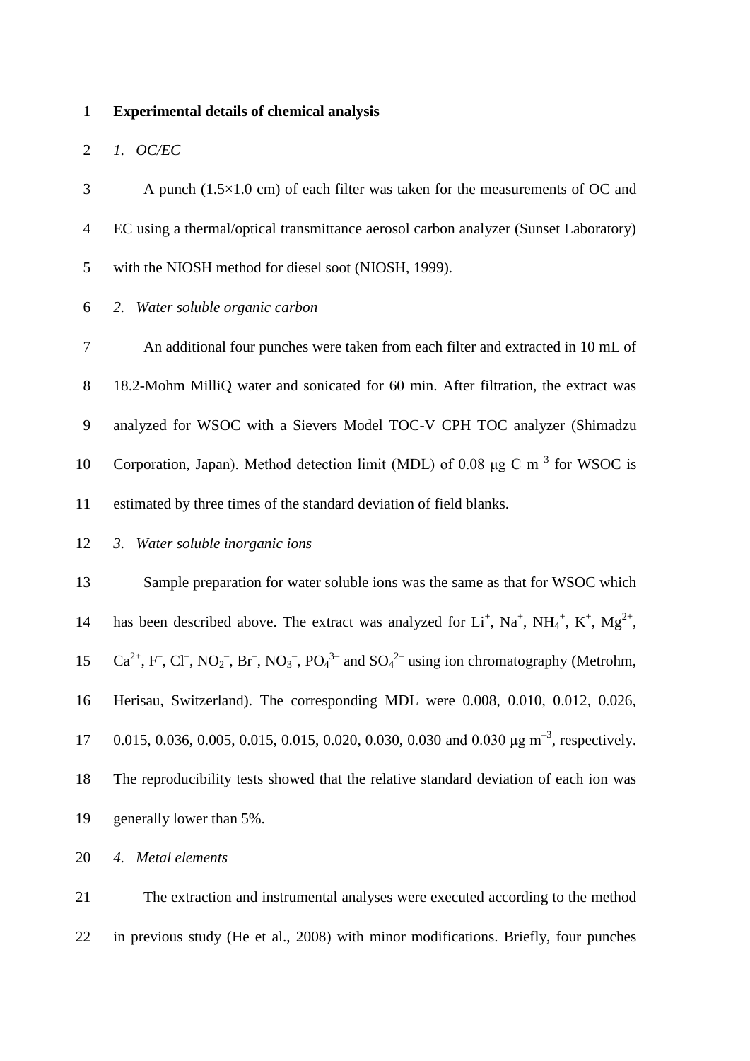**Experimental details of chemical analysis**

*1. OC/EC*

A punch (1.5×1.0 cm) of each filter was taken for the measurements of OC and EC using a thermal/optical transmittance aerosol carbon analyzer (Sunset Laboratory) with the NIOSH method for diesel soot (NIOSH, 1999).

*2. Water soluble organic carbon*

An additional four punches were taken from each filter and extracted in 10 mL of 18.2-Mohm MilliQ water and sonicated for 60 min. After filtration, the extract was analyzed for WSOC with a Sievers Model TOC-V CPH TOC analyzer (Shimadzu Corporation, Japan). Method detection limit (MDL) of 0.08 μg C $m^{-3}$ for WSOC is estimated by three times of the standard deviation of field blanks.

*3. Water soluble inorganic ions*

Sample preparation for water soluble ions was the same as that for WSOC which has been described above. The extract was analyzed for $Li^+$, $Na^+$, $NH_4^+$, $K^+$, $Mg^{2+}$, $Ca^{2+}$, $F^-$, $Cl^-$, $NO_2^-$, $Br^-$, $NO_3^-$, $PO_4^{3-}$ and $SO_4^{2-}$ using ion chromatography (Metrohm, Herisau, Switzerland). The corresponding MDL were 0.008, 0.010, 0.012, 0.026, 0.015, 0.036, 0.005, 0.015, 0.015, 0.020, 0.030, 0.030 and 0.030 μg $m^{-3}$, respectively. The reproducibility tests showed that the relative standard deviation of each ion was generally lower than 5%.

*4. Metal elements*

The extraction and instrumental analyses were executed according to the method in previous study (He et al., 2008) with minor modifications. Briefly, four punches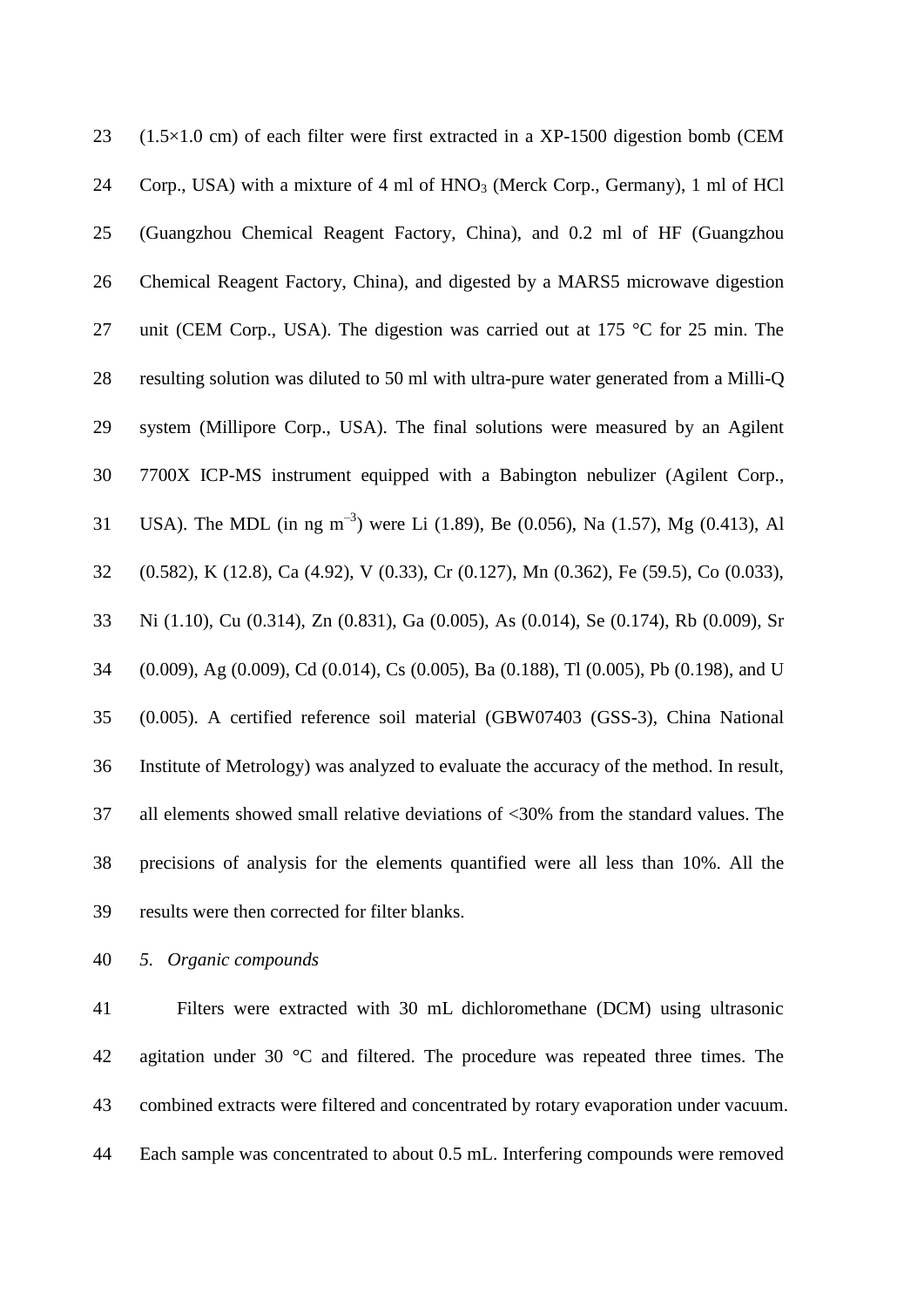(1.5×1.0 cm) of each filter were first extracted in a XP-1500 digestion bomb (CEM Corp., USA) with a mixture of 4 ml of $HNO_3$ (Merck Corp., Germany), 1 ml of HCl (Guangzhou Chemical Reagent Factory, China), and 0.2 ml of HF (Guangzhou Chemical Reagent Factory, China), and digested by a MARS5 microwave digestion unit (CEM Corp., USA). The digestion was carried out at 175 °C for 25 min. The resulting solution was diluted to 50 ml with ultra-pure water generated from a Milli-Q system (Millipore Corp., USA). The final solutions were measured by an Agilent 7700X ICP-MS instrument equipped with a Babington nebulizer (Agilent Corp., USA). The MDL (in ng $m^{-3}$) were Li (1.89), Be (0.056), Na (1.57), Mg (0.413), Al (0.582), K (12.8), Ca (4.92), V (0.33), Cr (0.127), Mn (0.362), Fe (59.5), Co (0.033), Ni (1.10), Cu (0.314), Zn (0.831), Ga (0.005), As (0.014), Se (0.174), Rb (0.009), Sr (0.009), Ag (0.009), Cd (0.014), Cs (0.005), Ba (0.188), Tl (0.005), Pb (0.198), and U (0.005). A certified reference soil material (GBW07403 (GSS-3), China National Institute of Metrology) was analyzed to evaluate the accuracy of the method. In result, all elements showed small relative deviations of <30% from the standard values. The precisions of analysis for the elements quantified were all less than 10%. All the results were then corrected for filter blanks.

*5. Organic compounds*

Filters were extracted with 30 mL dichloromethane (DCM) using ultrasonic agitation under 30 °C and filtered. The procedure was repeated three times. The combined extracts were filtered and concentrated by rotary evaporation under vacuum. Each sample was concentrated to about 0.5 mL. Interfering compounds were removed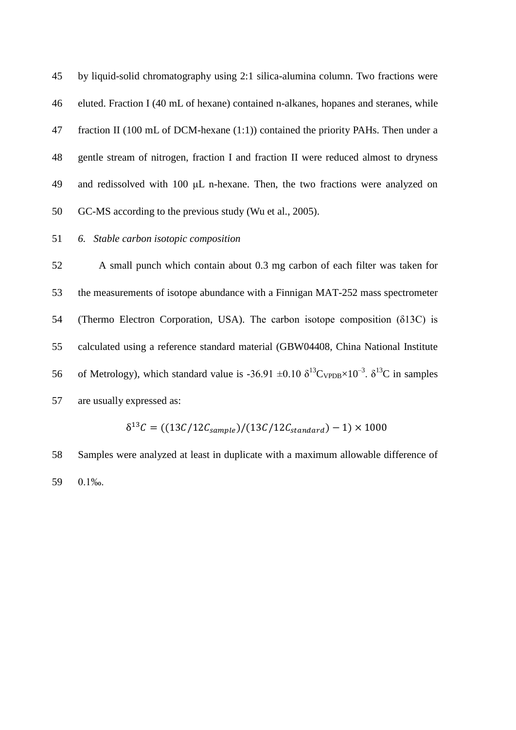by liquid-solid chromatography using 2:1 silica-alumina column. Two fractions were eluted. Fraction I (40 mL of hexane) contained n-alkanes, hopanes and steranes, while fraction II (100 mL of DCM-hexane (1:1)) contained the priority PAHs. Then under a gentle stream of nitrogen, fraction I and fraction II were reduced almost to dryness and redissolved with 100 μL n-hexane. Then, the two fractions were analyzed on GC-MS according to the previous study (Wu et al., 2005).

### *6. Stable carbon isotopic composition*

A small punch which contain about 0.3 mg carbon of each filter was taken for the measurements of isotope abundance with a Finnigan MAT-252 mass spectrometer (Thermo Electron Corporation, USA). The carbon isotope composition (δ13C) is calculated using a reference standard material (GBW04408, China National Institute of Metrology), which standard value is -36.91 ±0.10 $\delta^{13}C_{VPDB}\times10^{-3}$. $\delta^{13}C$ in samples are usually expressed as:

$$\delta^{13}C = ((13C/12C_{sample})/(13C/12C_{standard}) - 1) \times 1000$$

Samples were analyzed at least in duplicate with a maximum allowable difference of 0.1‰.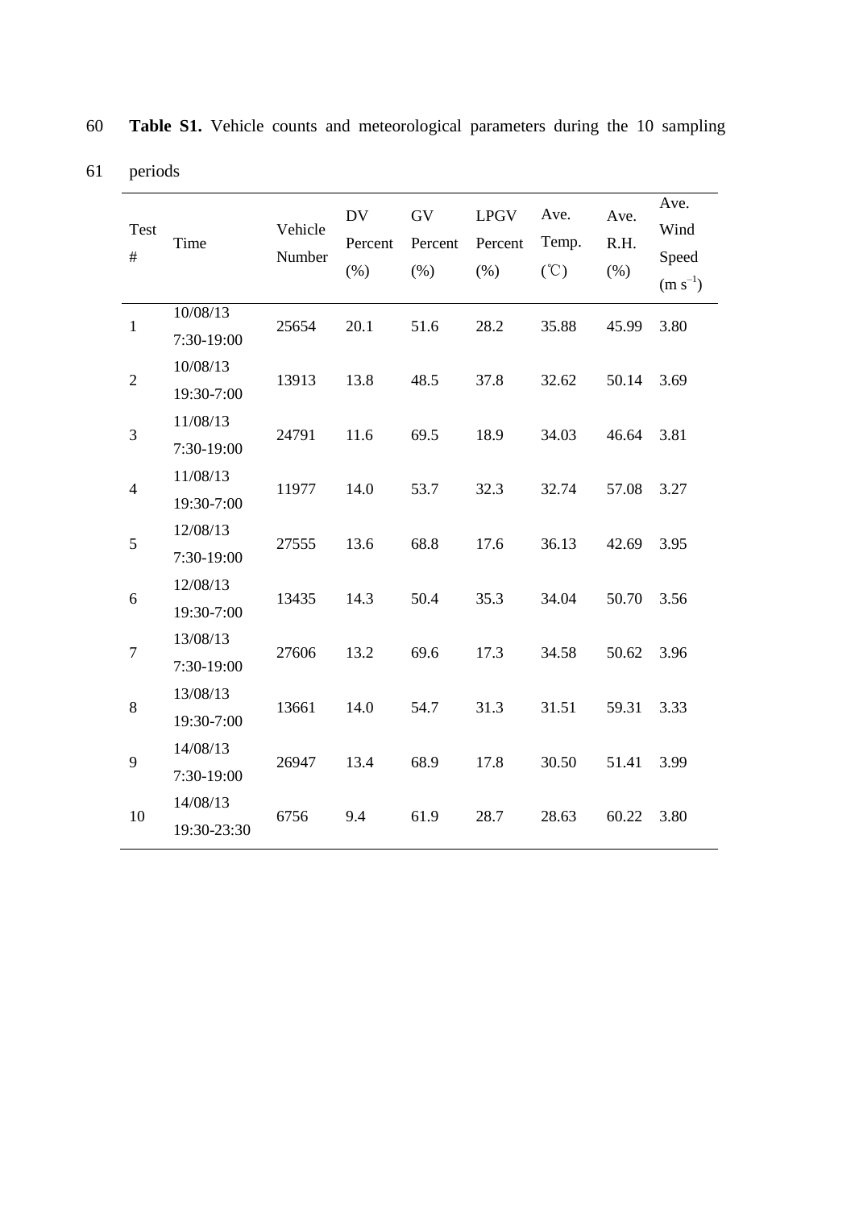**Table S1.** Vehicle counts and meteorological parameters during the 10 sampling periods

| Test # | Time | Vehicle Number | DV Percent (%) | GV Percent (%) | LPGV Percent (%) | Ave. Temp. (℃) | Ave. R.H. (%) | Ave. Wind Speed (m $s^{-1}$) |
|---|---|---|---|---|---|---|---|---|
| 1 | 10/08/13 7:30-19:00 | 25654 | 20.1 | 51.6 | 28.2 | 35.88 | 45.99 | 3.80 |
| 2 | 10/08/13 19:30-7:00 | 13913 | 13.8 | 48.5 | 37.8 | 32.62 | 50.14 | 3.69 |
| 3 | 11/08/13 7:30-19:00 | 24791 | 11.6 | 69.5 | 18.9 | 34.03 | 46.64 | 3.81 |
| 4 | 11/08/13 19:30-7:00 | 11977 | 14.0 | 53.7 | 32.3 | 32.74 | 57.08 | 3.27 |
| 5 | 12/08/13 7:30-19:00 | 27555 | 13.6 | 68.8 | 17.6 | 36.13 | 42.69 | 3.95 |
| 6 | 12/08/13 19:30-7:00 | 13435 | 14.3 | 50.4 | 35.3 | 34.04 | 50.70 | 3.56 |
| 7 | 13/08/13 7:30-19:00 | 27606 | 13.2 | 69.6 | 17.3 | 34.58 | 50.62 | 3.96 |
| 8 | 13/08/13 19:30-7:00 | 13661 | 14.0 | 54.7 | 31.3 | 31.51 | 59.31 | 3.33 |
| 9 | 14/08/13 7:30-19:00 | 26947 | 13.4 | 68.9 | 17.8 | 30.50 | 51.41 | 3.99 |
| 10 | 14/08/13 19:30-23:30 | 6756 | 9.4 | 61.9 | 28.7 | 28.63 | 60.22 | 3.80 |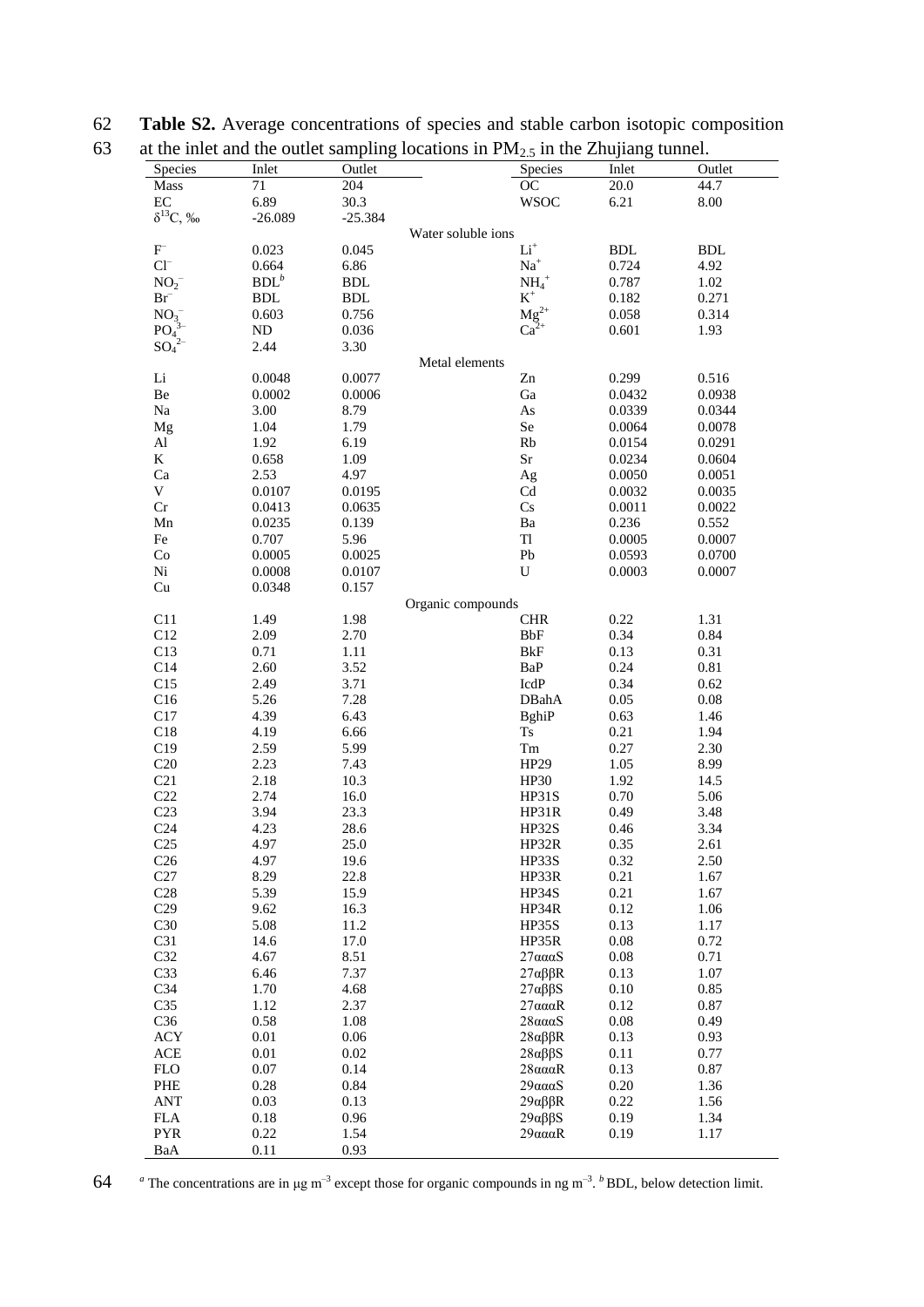**Table S2.** Average concentrations of species and stable carbon isotopic composition at the inlet and the outlet sampling locations in $PM_{2.5}$ in the Zhujiang tunnel.

| Species | Inlet | Outlet | Species | Inlet | Outlet |
|---|---|---|---|---|---|
| Mass | 71 | 204 | OC | 20.0 | 44.7 |
| EC | 6.89 | 30.3 | WSOC | 6.21 | 8.00 |
| $\delta^{13}C$, ‰ | -26.089 | -25.384 | | | |
| Water soluble ions | | | | | |
| $F^-$ | 0.023 | 0.045 | $Li^+$ | BDL | BDL |
| $Cl^-$ | 0.664 | 6.86 | $Na^+$ | 0.724 | 4.92 |
| $NO_2^-$ | BDL[b] | BDL | $NH_4^+$ | 0.787 | 1.02 |
| $Br^-$ | BDL | BDL | $K^+$ | 0.182 | 0.271 |
| $NO_3^-$ | 0.603 | 0.756 | $Mg^{2+}$ | 0.058 | 0.314 |
| $PO_4^{3-}$ | ND | 0.036 | $Ca^{2+}$ | 0.601 | 1.93 |
| $SO_4^{2-}$ | 2.44 | 3.30 | | | |
| Metal elements | | | | | |
| Li | 0.0048 | 0.0077 | Zn | 0.299 | 0.516 |
| Be | 0.0002 | 0.0006 | Ga | 0.0432 | 0.0938 |
| Na | 3.00 | 8.79 | As | 0.0339 | 0.0344 |
| Mg | 1.04 | 1.79 | Se | 0.0064 | 0.0078 |
| Al | 1.92 | 6.19 | Rb | 0.0154 | 0.0291 |
| K | 0.658 | 1.09 | Sr | 0.0234 | 0.0604 |
| Ca | 2.53 | 4.97 | Ag | 0.0050 | 0.0051 |
| V | 0.0107 | 0.0195 | Cd | 0.0032 | 0.0035 |
| Cr | 0.0413 | 0.0635 | Cs | 0.0011 | 0.0022 |
| Mn | 0.0235 | 0.139 | Ba | 0.236 | 0.552 |
| Fe | 0.707 | 5.96 | Tl | 0.0005 | 0.0007 |
| Co | 0.0005 | 0.0025 | Pb | 0.0593 | 0.0700 |
| Ni | 0.0008 | 0.0107 | U | 0.0003 | 0.0007 |
| Cu | 0.0348 | 0.157 | | | |
| Organic compounds | | | | | |
| C11 | 1.49 | 1.98 | CHR | 0.22 | 1.31 |
| C12 | 2.09 | 2.70 | BbF | 0.34 | 0.84 |
| C13 | 0.71 | 1.11 | BkF | 0.13 | 0.31 |
| C14 | 2.60 | 3.52 | BaP | 0.24 | 0.81 |
| C15 | 2.49 | 3.71 | IcdP | 0.34 | 0.62 |
| C16 | 5.26 | 7.28 | DBahA | 0.05 | 0.08 |
| C17 | 4.39 | 6.43 | BghiP | 0.63 | 1.46 |
| C18 | 4.19 | 6.66 | Ts | 0.21 | 1.94 |
| C19 | 2.59 | 5.99 | Tm | 0.27 | 2.30 |
| C20 | 2.23 | 7.43 | HP29 | 1.05 | 8.99 |
| C21 | 2.18 | 10.3 | HP30 | 1.92 | 14.5 |
| C22 | 2.74 | 16.0 | HP31S | 0.70 | 5.06 |
| C23 | 3.94 | 23.3 | HP31R | 0.49 | 3.48 |
| C24 | 4.23 | 28.6 | HP32S | 0.46 | 3.34 |
| C25 | 4.97 | 25.0 | HP32R | 0.35 | 2.61 |
| C26 | 4.97 | 19.6 | HP33S | 0.32 | 2.50 |
| C27 | 8.29 | 22.8 | HP33R | 0.21 | 1.67 |
| C28 | 5.39 | 15.9 | HP34S | 0.21 | 1.67 |
| C29 | 9.62 | 16.3 | HP34R | 0.12 | 1.06 |
| C30 | 5.08 | 11.2 | HP35S | 0.13 | 1.17 |
| C31 | 14.6 | 17.0 | HP35R | 0.08 | 0.72 |
| C32 | 4.67 | 8.51 | 27αααS | 0.08 | 0.71 |
| C33 | 6.46 | 7.37 | 27αββR | 0.13 | 1.07 |
| C34 | 1.70 | 4.68 | 27αββS | 0.10 | 0.85 |
| C35 | 1.12 | 2.37 | 27αααR | 0.12 | 0.87 |
| C36 | 0.58 | 1.08 | 28αααS | 0.08 | 0.49 |
| ACY | 0.01 | 0.06 | 28αββR | 0.13 | 0.93 |
| ACE | 0.01 | 0.02 | 28αββS | 0.11 | 0.77 |
| FLO | 0.07 | 0.14 | 28αααR | 0.13 | 0.87 |
| PHE | 0.28 | 0.84 | 29αααS | 0.20 | 1.36 |
| ANT | 0.03 | 0.13 | 29αββR | 0.22 | 1.56 |
| FLA | 0.18 | 0.96 | 29αββS | 0.19 | 1.34 |
| PYR | 0.22 | 1.54 | 29αααR | 0.19 | 1.17 |
| BaA | 0.11 | 0.93 | | | |

[a] The concentrations are in μg $m^{-3}$ except those for organic compounds in ng $m^{-3}$. [b] BDL, below detection limit.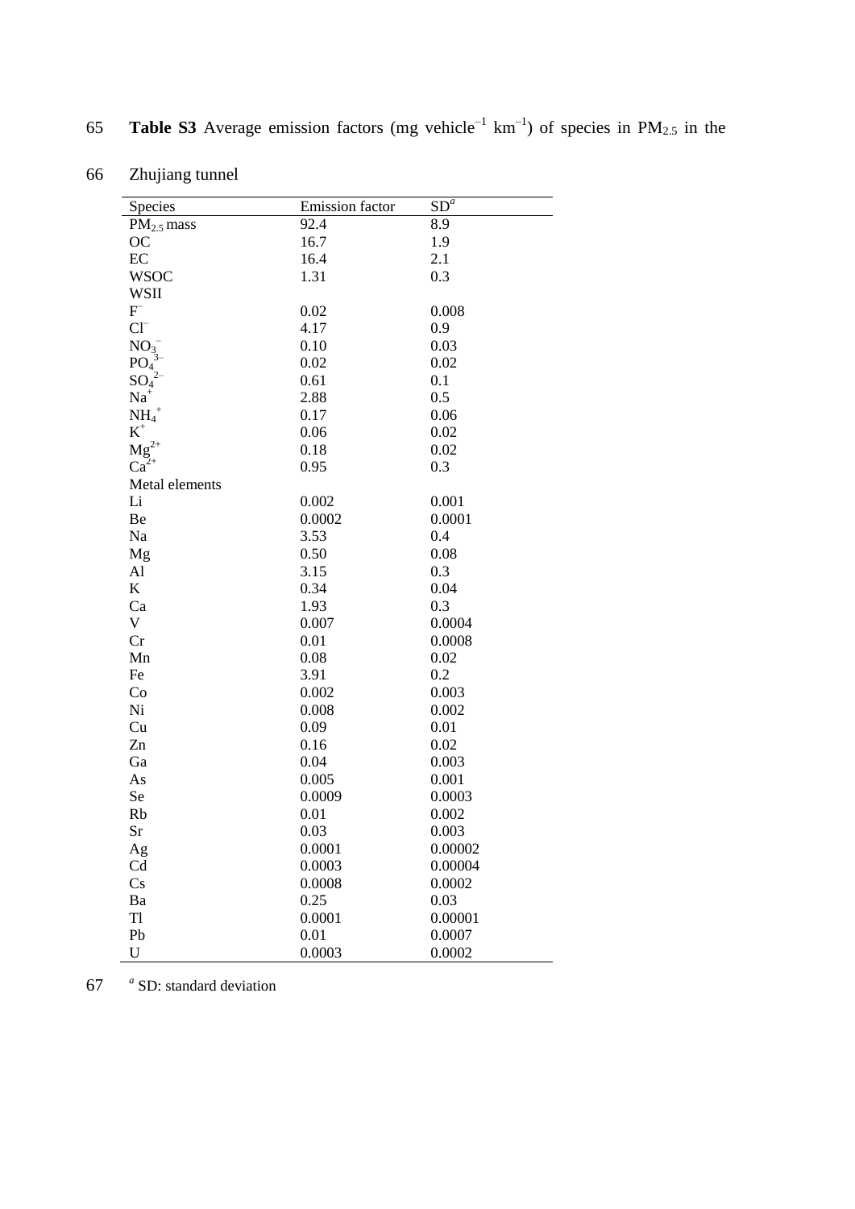**Table S3** Average emission factors (mg vehicle$^{-1}$ km$^{-1}$) of species in $PM_{2.5}$ in the Zhujiang tunnel

| Species | Emission factor | SD[a] |
|---|---|---|
| $PM_{2.5}$ mass | 92.4 | 8.9 |
| OC | 16.7 | 1.9 |
| EC | 16.4 | 2.1 |
| WSOC | 1.31 | 0.3 |
| WSII | | |
| $F^-$ | 0.02 | 0.008 |
| $Cl^-$ | 4.17 | 0.9 |
| $NO_3^-$ | 0.10 | 0.03 |
| $PO_4^{3-}$ | 0.02 | 0.02 |
| $SO_4^{2-}$ | 0.61 | 0.1 |
| $Na^+$ | 2.88 | 0.5 |
| $NH_4^+$ | 0.17 | 0.06 |
| $K^+$ | 0.06 | 0.02 |
| $Mg^{2+}$ | 0.18 | 0.02 |
| $Ca^{2+}$ | 0.95 | 0.3 |
| Metal elements | | |
| Li | 0.002 | 0.001 |
| Be | 0.0002 | 0.0001 |
| Na | 3.53 | 0.4 |
| Mg | 0.50 | 0.08 |
| Al | 3.15 | 0.3 |
| K | 0.34 | 0.04 |
| Ca | 1.93 | 0.3 |
| V | 0.007 | 0.0004 |
| Cr | 0.01 | 0.0008 |
| Mn | 0.08 | 0.02 |
| Fe | 3.91 | 0.2 |
| Co | 0.002 | 0.003 |
| Ni | 0.008 | 0.002 |
| Cu | 0.09 | 0.01 |
| Zn | 0.16 | 0.02 |
| Ga | 0.04 | 0.003 |
| As | 0.005 | 0.001 |
| Se | 0.0009 | 0.0003 |
| Rb | 0.01 | 0.002 |
| Sr | 0.03 | 0.003 |
| Ag | 0.0001 | 0.00002 |
| Cd | 0.0003 | 0.00004 |
| Cs | 0.0008 | 0.0002 |
| Ba | 0.25 | 0.03 |
| Tl | 0.0001 | 0.00001 |
| Pb | 0.01 | 0.0007 |
| U | 0.0003 | 0.0002 |

[a] SD: standard deviation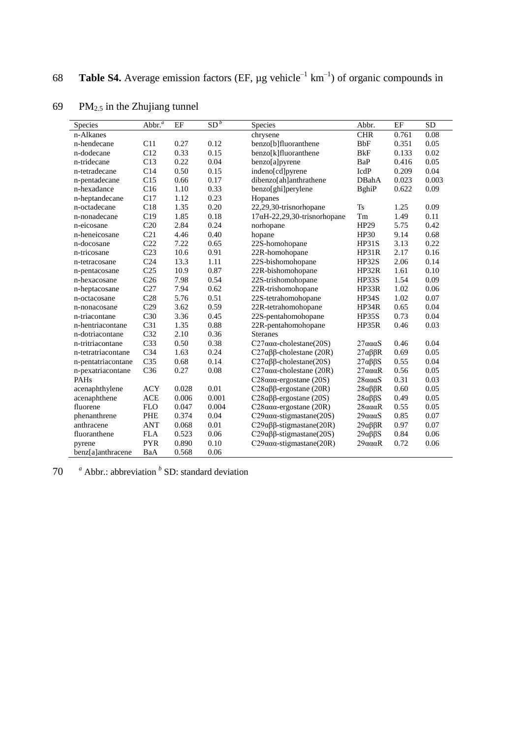**Table S4.** Average emission factors (EF, μg vehicle$^{-1}$ km$^{-1}$) of organic compounds in $PM_{2.5}$ in the Zhujiang tunnel

| Species | Abbr.[a] | EF | SD[b] | Species | Abbr. | EF | SD |
|---|---|---|---|---|---|---|---|
| n-Alkanes | | | | chrysene | CHR | 0.761 | 0.08 |
| n-hendecane | C11 | 0.27 | 0.12 | benzo[b]fluoranthene | BbF | 0.351 | 0.05 |
| n-dodecane | C12 | 0.33 | 0.15 | benzo[k]fluoranthene | BkF | 0.133 | 0.02 |
| n-tridecane | C13 | 0.22 | 0.04 | benzo[a]pyrene | BaP | 0.416 | 0.05 |
| n-tetradecane | C14 | 0.50 | 0.15 | indeno[cd]pyrene | IcdP | 0.209 | 0.04 |
| n-pentadecane | C15 | 0.66 | 0.17 | dibenzo[ah]anthrathene | DBahA | 0.023 | 0.003 |
| n-hexadance | C16 | 1.10 | 0.33 | benzo[ghi]perylene | BghiP | 0.622 | 0.09 |
| n-heptandecane | C17 | 1.12 | 0.23 | Hopanes | | | |
| n-octadecane | C18 | 1.35 | 0.20 | 22,29,30-trisnorhopane | Ts | 1.25 | 0.09 |
| n-nonadecane | C19 | 1.85 | 0.18 | 17αH-22,29,30-trisnorhopane | Tm | 1.49 | 0.11 |
| n-eicosane | C20 | 2.84 | 0.24 | norhopane | HP29 | 5.75 | 0.42 |
| n-heneicosane | C21 | 4.46 | 0.40 | hopane | HP30 | 9.14 | 0.68 |
| n-docosane | C22 | 7.22 | 0.65 | 22S-homohopane | HP31S | 3.13 | 0.22 |
| n-tricosane | C23 | 10.6 | 0.91 | 22R-homohopane | HP31R | 2.17 | 0.16 |
| n-tetracosane | C24 | 13.3 | 1.11 | 22S-bishomohopane | HP32S | 2.06 | 0.14 |
| n-pentacosane | C25 | 10.9 | 0.87 | 22R-bishomohopane | HP32R | 1.61 | 0.10 |
| n-hexacosane | C26 | 7.98 | 0.54 | 22S-trishomohopane | HP33S | 1.54 | 0.09 |
| n-heptacosane | C27 | 7.94 | 0.62 | 22R-trishomohopane | HP33R | 1.02 | 0.06 |
| n-octacosane | C28 | 5.76 | 0.51 | 22S-tetrahomohopane | HP34S | 1.02 | 0.07 |
| n-nonacosane | C29 | 3.62 | 0.59 | 22R-tetrahomohopane | HP34R | 0.65 | 0.04 |
| n-triacontane | C30 | 3.36 | 0.45 | 22S-pentahomohopane | HP35S | 0.73 | 0.04 |
| n-hentriacontane | C31 | 1.35 | 0.88 | 22R-pentahomohopane | HP35R | 0.46 | 0.03 |
| n-dotriacontane | C32 | 2.10 | 0.36 | Steranes | | | |
| n-tritriacontane | C33 | 0.50 | 0.38 | C27ααα-cholestane(20S) | 27αααS | 0.46 | 0.04 |
| n-tetratriacontane | C34 | 1.63 | 0.24 | C27αββ-cholestane (20R) | 27αββR | 0.69 | 0.05 |
| n-pentatriacontane | C35 | 0.68 | 0.14 | C27αββ-cholestane(20S) | 27αββS | 0.55 | 0.04 |
| n-pexatriacontane | C36 | 0.27 | 0.08 | C27ααα-cholestane (20R) | 27αααR | 0.56 | 0.05 |
| PAHs | | | | C28ααα-ergostane (20S) | 28αααS | 0.31 | 0.03 |
| acenaphthylene | ACY | 0.028 | 0.01 | C28αββ-ergostane (20R) | 28αββR | 0.60 | 0.05 |
| acenaphthene | ACE | 0.006 | 0.001 | C28αββ-ergostane (20S) | 28αββS | 0.49 | 0.05 |
| fluorene | FLO | 0.047 | 0.004 | C28ααα-ergostane (20R) | 28αααR | 0.55 | 0.05 |
| phenanthrene | PHE | 0.374 | 0.04 | C29ααα-stigmastane(20S) | 29αααS | 0.85 | 0.07 |
| anthracene | ANT | 0.068 | 0.01 | C29αββ-stigmastane(20R) | 29αββR | 0.97 | 0.07 |
| fluoranthene | FLA | 0.523 | 0.06 | C29αββ-stigmastane(20S) | 29αββS | 0.84 | 0.06 |
| pyrene | PYR | 0.890 | 0.10 | C29ααα-stigmastane(20R) | 29αααR | 0.72 | 0.06 |
| benz[a]anthracene | BaA | 0.568 | 0.06 | | | | |

[a] Abbr.: abbreviation [b] SD: standard deviation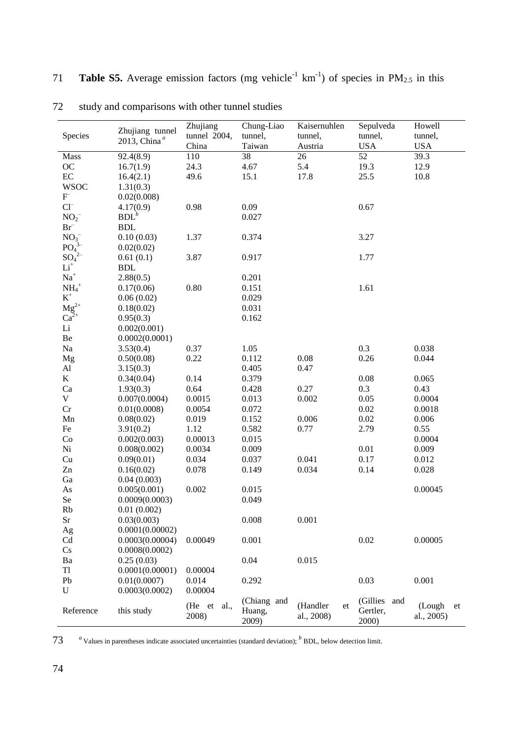**Table S5.** Average emission factors (mg vehicle$^{-1}$ km$^{-1}$) of species in $PM_{2.5}$ in this study and comparisons with other tunnel studies

| Species | Zhujiang tunnel 2013, China [a] | Zhujiang tunnel 2004, China | Chung-Liao tunnel, Taiwan | Kaisernuhlen tunnel, Austria | Sepulveda tunnel, USA | Howell tunnel, USA |
|---|---|---|---|---|---|---|
| Mass | 92.4(8.9) | 110 | 38 | 26 | 52 | 39.3 |
| OC | 16.7(1.9) | 24.3 | 4.67 | 5.4 | 19.3 | 12.9 |
| EC | 16.4(2.1) | 49.6 | 15.1 | 17.8 | 25.5 | 10.8 |
| WSOC | 1.31(0.3) | | | | | |
| $F^-$ | 0.02(0.008) | | | | | |
| $Cl^-$ | 4.17(0.9) | 0.98 | 0.09 | | 0.67 | |
| $NO_2^-$ | BDL[b] | | 0.027 | | | |
| $Br^-$ | BDL | | | | | |
| $NO_3^-$ | 0.10 (0.03) | 1.37 | 0.374 | | 3.27 | |
| $PO_4^{3-}$ | 0.02(0.02) | | | | | |
| $SO_4^{2-}$ | 0.61 (0.1) | 3.87 | 0.917 | | 1.77 | |
| $Li^+$ | BDL | | | | | |
| $Na^+$ | 2.88(0.5) | | 0.201 | | | |
| $NH_4^+$ | 0.17(0.06) | 0.80 | 0.151 | | 1.61 | |
| $K^+$ | 0.06 (0.02) | | 0.029 | | | |
| $Mg^{2+}$ | 0.18(0.02) | | 0.031 | | | |
| $Ca^{2+}$ | 0.95(0.3) | | 0.162 | | | |
| Li | 0.002(0.001) | | | | | |
| Be | 0.0002(0.0001) | | | | | |
| Na | 3.53(0.4) | 0.37 | 1.05 | | 0.3 | 0.038 |
| Mg | 0.50(0.08) | 0.22 | 0.112 | 0.08 | 0.26 | 0.044 |
| Al | 3.15(0.3) | | 0.405 | 0.47 | | |
| K | 0.34(0.04) | 0.14 | 0.379 | | 0.08 | 0.065 |
| Ca | 1.93(0.3) | 0.64 | 0.428 | 0.27 | 0.3 | 0.43 |
| V | 0.007(0.0004) | 0.0015 | 0.013 | 0.002 | 0.05 | 0.0004 |
| Cr | 0.01(0.0008) | 0.0054 | 0.072 | | 0.02 | 0.0018 |
| Mn | 0.08(0.02) | 0.019 | 0.152 | 0.006 | 0.02 | 0.006 |
| Fe | 3.91(0.2) | 1.12 | 0.582 | 0.77 | 2.79 | 0.55 |
| Co | 0.002(0.003) | 0.00013 | 0.015 | | | 0.0004 |
| Ni | 0.008(0.002) | 0.0034 | 0.009 | | 0.01 | 0.009 |
| Cu | 0.09(0.01) | 0.034 | 0.037 | 0.041 | 0.17 | 0.012 |
| Zn | 0.16(0.02) | 0.078 | 0.149 | 0.034 | 0.14 | 0.028 |
| Ga | 0.04 (0.003) | | | | | |
| As | 0.005(0.001) | 0.002 | 0.015 | | | 0.00045 |
| Se | 0.0009(0.0003) | | 0.049 | | | |
| Rb | 0.01 (0.002) | | | | | |
| Sr | 0.03(0.003) | | 0.008 | 0.001 | | |
| Ag | 0.0001(0.00002) | | | | | |
| Cd | 0.0003(0.00004) | 0.00049 | 0.001 | | 0.02 | 0.00005 |
| Cs | 0.0008(0.0002) | | | | | |
| Ba | 0.25 (0.03) | | 0.04 | 0.015 | | |
| Tl | 0.0001(0.00001) | 0.00004 | | | | |
| Pb | 0.01(0.0007) | 0.014 | 0.292 | | 0.03 | 0.001 |
| U | 0.0003(0.0002) | 0.00004 | | | | |
| Reference | this study | (He et al., 2008) | (Chiang and Huang, 2009) | (Handler et al., 2008) | (Gillies and Gertler, 2000) | (Lough et al., 2005) |

[a] Values in parentheses indicate associated uncertainties (standard deviation); [b] BDL, below detection limit.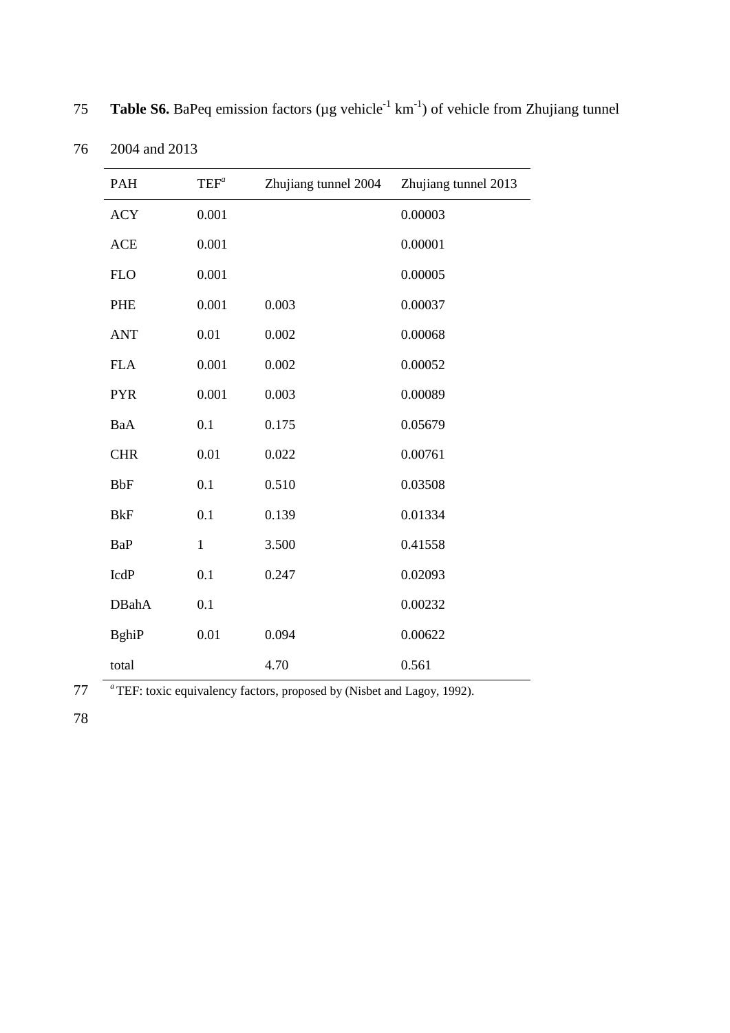**Table S6.** BaPeq emission factors (μg $vehicle^{-1}$ $km^{-1}$) of vehicle from Zhujiang tunnel 2004 and 2013

| PAH | TEF[a] | Zhujiang tunnel 2004 | Zhujiang tunnel 2013 |
|---|---|---|---|
| ACY | 0.001 | | 0.00003 |
| ACE | 0.001 | | 0.00001 |
| FLO | 0.001 | | 0.00005 |
| PHE | 0.001 | 0.003 | 0.00037 |
| ANT | 0.01 | 0.002 | 0.00068 |
| FLA | 0.001 | 0.002 | 0.00052 |
| PYR | 0.001 | 0.003 | 0.00089 |
| BaA | 0.1 | 0.175 | 0.05679 |
| CHR | 0.01 | 0.022 | 0.00761 |
| BbF | 0.1 | 0.510 | 0.03508 |
| BkF | 0.1 | 0.139 | 0.01334 |
| BaP | 1 | 3.500 | 0.41558 |
| IcdP | 0.1 | 0.247 | 0.02093 |
| DBahA | 0.1 | | 0.00232 |
| BghiP | 0.01 | 0.094 | 0.00622 |
| total | | 4.70 | 0.561 |

[a] TEF: toxic equivalency factors, proposed by (Nisbet and Lagoy, 1992).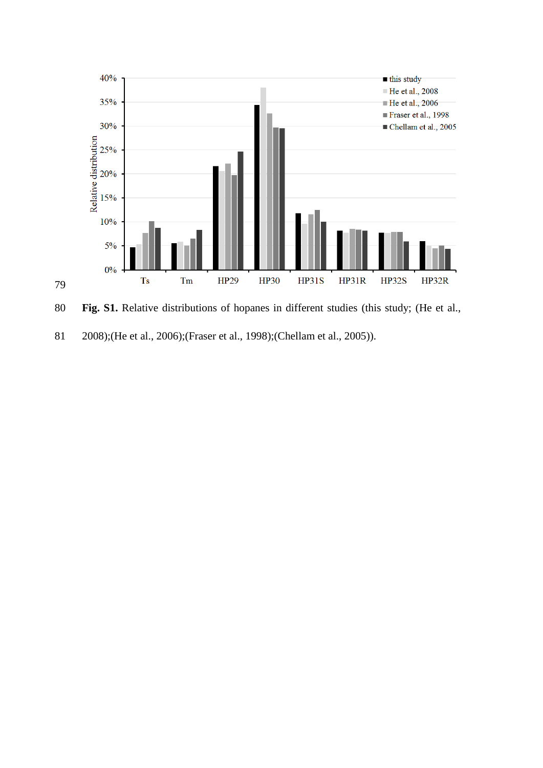Fig. S1. Relative distributions of hopanes in different studies (this study; (He et al., 2008);(He et al., 2006);(Fraser et al., 1998);(Chellam et al., 2005)).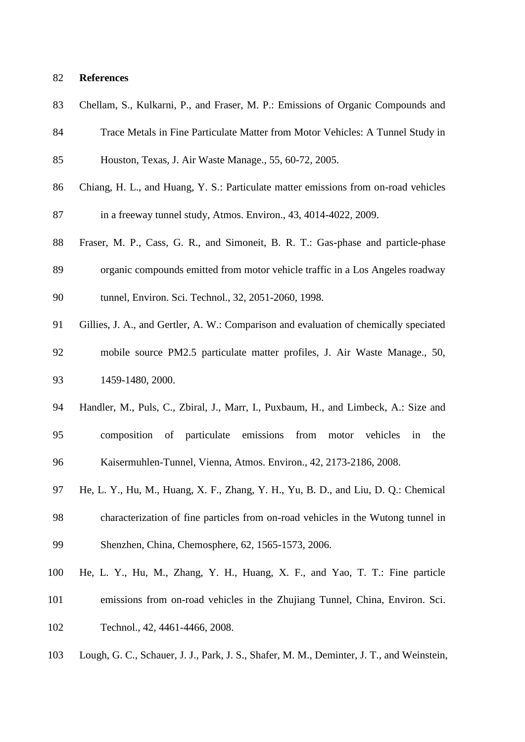## References

Chellam, S., Kulkarni, P., and Fraser, M. P.: Emissions of Organic Compounds and Trace Metals in Fine Particulate Matter from Motor Vehicles: A Tunnel Study in Houston, Texas, J. Air Waste Manage., 55, 60-72, 2005.

Chiang, H. L., and Huang, Y. S.: Particulate matter emissions from on-road vehicles in a freeway tunnel study, Atmos. Environ., 43, 4014-4022, 2009.

Fraser, M. P., Cass, G. R., and Simoneit, B. R. T.: Gas-phase and particle-phase organic compounds emitted from motor vehicle traffic in a Los Angeles roadway tunnel, Environ. Sci. Technol., 32, 2051-2060, 1998.

Gillies, J. A., and Gertler, A. W.: Comparison and evaluation of chemically speciated mobile source PM2.5 particulate matter profiles, J. Air Waste Manage., 50, 1459-1480, 2000.

Handler, M., Puls, C., Zbiral, J., Marr, I., Puxbaum, H., and Limbeck, A.: Size and composition of particulate emissions from motor vehicles in the Kaisermuhlen-Tunnel, Vienna, Atmos. Environ., 42, 2173-2186, 2008.

He, L. Y., Hu, M., Huang, X. F., Zhang, Y. H., Yu, B. D., and Liu, D. Q.: Chemical characterization of fine particles from on-road vehicles in the Wutong tunnel in Shenzhen, China, Chemosphere, 62, 1565-1573, 2006.

He, L. Y., Hu, M., Zhang, Y. H., Huang, X. F., and Yao, T. T.: Fine particle emissions from on-road vehicles in the Zhujiang Tunnel, China, Environ. Sci. Technol., 42, 4461-4466, 2008.

Lough, G. C., Schauer, J. J., Park, J. S., Shafer, M. M., Deminter, J. T., and Weinstein,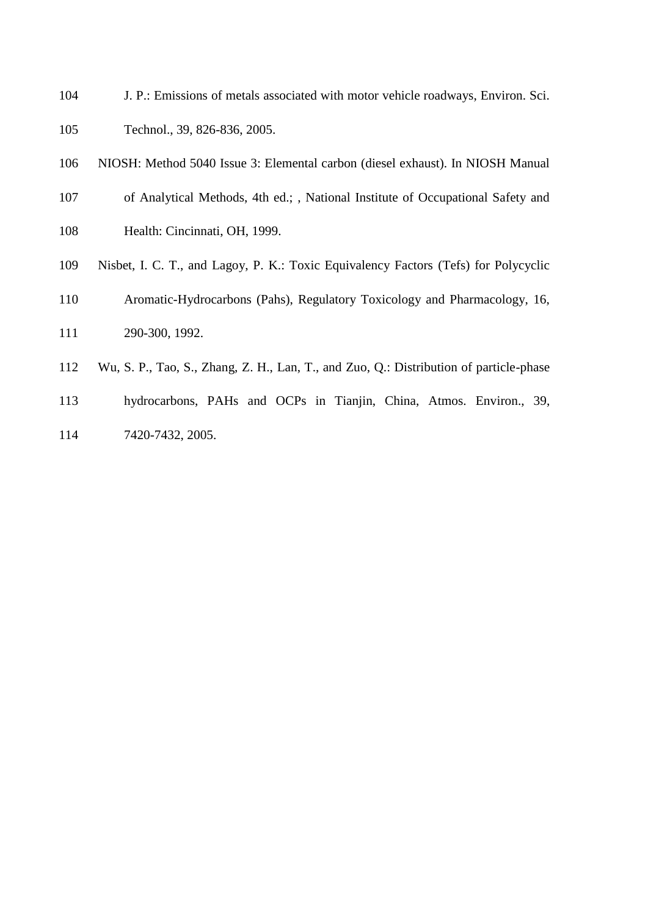J. P.: Emissions of metals associated with motor vehicle roadways, Environ. Sci. Technol., 39, 826-836, 2005.

NIOSH: Method 5040 Issue 3: Elemental carbon (diesel exhaust). In NIOSH Manual of Analytical Methods, 4th ed.; , National Institute of Occupational Safety and Health: Cincinnati, OH, 1999.

Nisbet, I. C. T., and Lagoy, P. K.: Toxic Equivalency Factors (Tefs) for Polycyclic Aromatic-Hydrocarbons (Pahs), Regulatory Toxicology and Pharmacology, 16, 290-300, 1992.

Wu, S. P., Tao, S., Zhang, Z. H., Lan, T., and Zuo, Q.: Distribution of particle-phase hydrocarbons, PAHs and OCPs in Tianjin, China, Atmos. Environ., 39, 7420-7432, 2005.